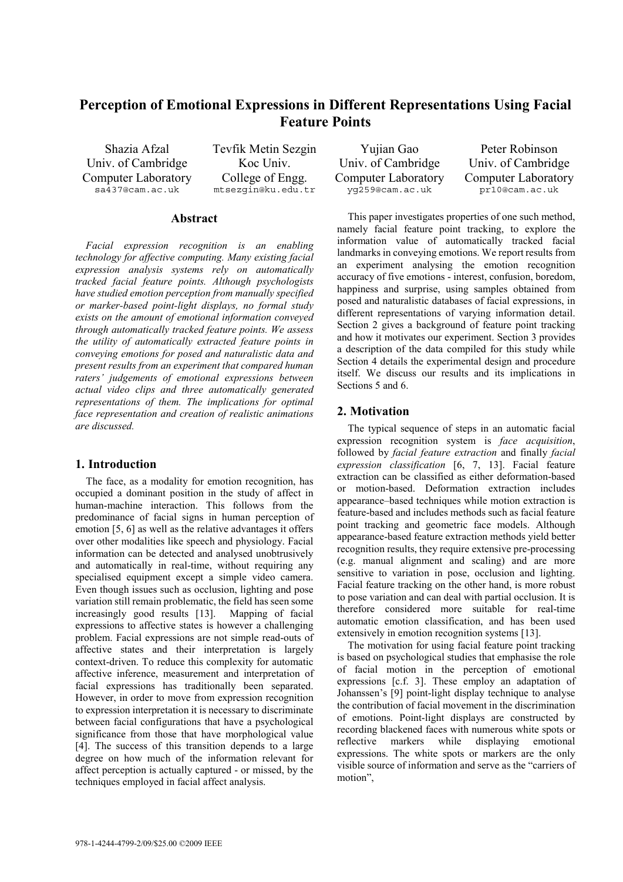# Perception of Emotional Expressions in Different Representations Using Facial Feature Points

Shazia Afzal
Univ. of Cambridge
Computer Laboratory
sa437@cam.ac.uk

Tevfik Metin Sezgin
Koc Univ.
College of Engg.
mtsezgin@ku.edu.tr

Yujian Gao
Univ. of Cambridge
Computer Laboratory
yg259@cam.ac.uk

Peter Robinson
Univ. of Cambridge
Computer Laboratory
pr10@cam.ac.uk

## Abstract

*Facial expression recognition is an enabling technology for affective computing. Many existing facial expression analysis systems rely on automatically tracked facial feature points. Although psychologists have studied emotion perception from manually specified or marker-based point-light displays, no formal study exists on the amount of emotional information conveyed through automatically tracked feature points. We assess the utility of automatically extracted feature points in conveying emotions for posed and naturalistic data and present results from an experiment that compared human raters' judgements of emotional expressions between actual video clips and three automatically generated representations of them. The implications for optimal face representation and creation of realistic animations are discussed.*

## 1. Introduction

The face, as a modality for emotion recognition, has occupied a dominant position in the study of affect in human-machine interaction. This follows from the predominance of facial signs in human perception of emotion [5, 6] as well as the relative advantages it offers over other modalities like speech and physiology. Facial information can be detected and analysed unobtrusively and automatically in real-time, without requiring any specialised equipment except a simple video camera. Even though issues such as occlusion, lighting and pose variation still remain problematic, the field has seen some increasingly good results [13]. Mapping of facial expressions to affective states is however a challenging problem. Facial expressions are not simple read-outs of affective states and their interpretation is largely context-driven. To reduce this complexity for automatic affective inference, measurement and interpretation of facial expressions has traditionally been separated. However, in order to move from expression recognition to expression interpretation it is necessary to discriminate between facial configurations that have a psychological significance from those that have morphological value [4]. The success of this transition depends to a large degree on how much of the information relevant for affect perception is actually captured - or missed, by the techniques employed in facial affect analysis.

This paper investigates properties of one such method, namely facial feature point tracking, to explore the information value of automatically tracked facial landmarks in conveying emotions. We report results from an experiment analysing the emotion recognition accuracy of five emotions - interest, confusion, boredom, happiness and surprise, using samples obtained from posed and naturalistic databases of facial expressions, in different representations of varying information detail. Section 2 gives a background of feature point tracking and how it motivates our experiment. Section 3 provides a description of the data compiled for this study while Section 4 details the experimental design and procedure itself. We discuss our results and its implications in Sections 5 and 6.

## 2. Motivation

The typical sequence of steps in an automatic facial expression recognition system is *face acquisition*, followed by *facial feature extraction* and finally *facial expression classification* [6, 7, 13]. Facial feature extraction can be classified as either deformation-based or motion-based. Deformation extraction includes appearance–based techniques while motion extraction is feature-based and includes methods such as facial feature point tracking and geometric face models. Although appearance-based feature extraction methods yield better recognition results, they require extensive pre-processing (e.g. manual alignment and scaling) and are more sensitive to variation in pose, occlusion and lighting. Facial feature tracking on the other hand, is more robust to pose variation and can deal with partial occlusion. It is therefore considered more suitable for real-time automatic emotion classification, and has been used extensively in emotion recognition systems [13].

The motivation for using facial feature point tracking is based on psychological studies that emphasise the role of facial motion in the perception of emotional expressions [c.f. 3]. These employ an adaptation of Johanssen's [9] point-light display technique to analyse the contribution of facial movement in the discrimination of emotions. Point-light displays are constructed by recording blackened faces with numerous white spots or reflective markers while displaying emotional expressions. The white spots or markers are the only visible source of information and serve as the "carriers of motion",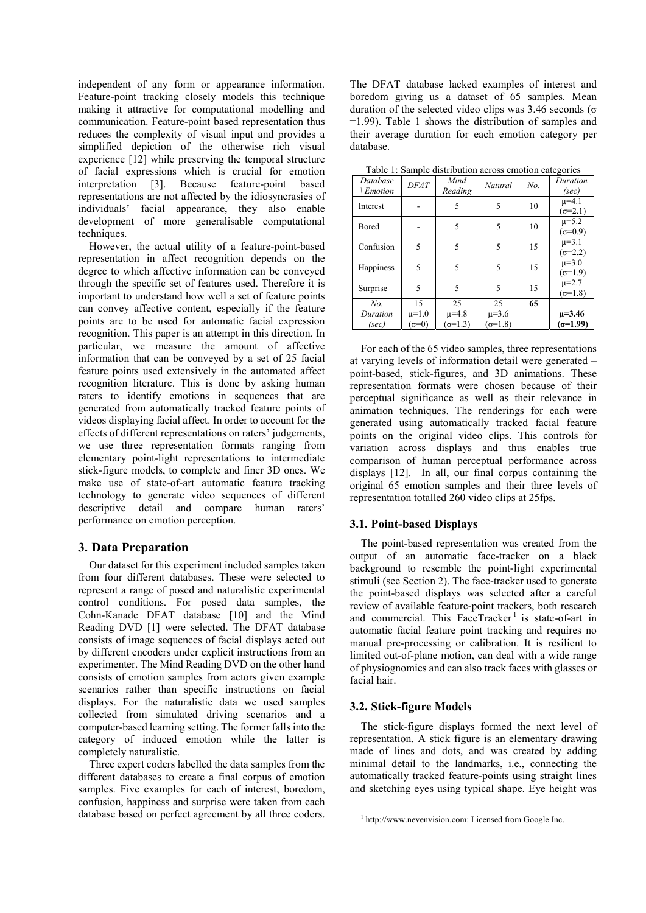independent of any form or appearance information. Feature-point tracking closely models this technique making it attractive for computational modelling and communication. Feature-point based representation thus reduces the complexity of visual input and provides a simplified depiction of the otherwise rich visual experience [12] while preserving the temporal structure of facial expressions which is crucial for emotion interpretation [3]. Because feature-point based representations are not affected by the idiosyncracies of individuals' facial appearance, they also enable development of more generalisable computational techniques.

However, the actual utility of a feature-point-based representation in affect recognition depends on the degree to which affective information can be conveyed through the specific set of features used. Therefore it is important to understand how well a set of feature points can convey affective content, especially if the feature points are to be used for automatic facial expression recognition. This paper is an attempt in this direction. In particular, we measure the amount of affective information that can be conveyed by a set of 25 facial feature points used extensively in the automated affect recognition literature. This is done by asking human raters to identify emotions in sequences that are generated from automatically tracked feature points of videos displaying facial affect. In order to account for the effects of different representations on raters' judgements, we use three representation formats ranging from elementary point-light representations to intermediate stick-figure models, to complete and finer 3D ones. We make use of state-of-art automatic feature tracking technology to generate video sequences of different descriptive detail and compare human raters' performance on emotion perception.

## 3. Data Preparation

Our dataset for this experiment included samples taken from four different databases. These were selected to represent a range of posed and naturalistic experimental control conditions. For posed data samples, the Cohn-Kanade DFAT database [10] and the Mind Reading DVD [1] were selected. The DFAT database consists of image sequences of facial displays acted out by different encoders under explicit instructions from an experimenter. The Mind Reading DVD on the other hand consists of emotion samples from actors given example scenarios rather than specific instructions on facial displays. For the naturalistic data we used samples collected from simulated driving scenarios and a computer-based learning setting. The former falls into the category of induced emotion while the latter is completely naturalistic.

Three expert coders labelled the data samples from the different databases to create a final corpus of emotion samples. Five examples for each of interest, boredom, confusion, happiness and surprise were taken from each database based on perfect agreement by all three coders. The DFAT database lacked examples of interest and boredom giving us a dataset of 65 samples. Mean duration of the selected video clips was 3.46 seconds ($\sigma$ =1.99). Table 1 shows the distribution of samples and their average duration for each emotion category per database.

Table 1: Sample distribution across emotion categories

| *Database \ Emotion* | *DFAT* | *Mind Reading* | *Natural* | *No.* | *Duration (sec)* |
|---|---|---|---|---|---|
| Interest | - | 5 | 5 | 10 | $\mu$=4.1 ($\sigma$=2.1) |
| Bored | - | 5 | 5 | 10 | $\mu$=5.2 ($\sigma$=0.9) |
| Confusion | 5 | 5 | 5 | 15 | $\mu$=3.1 ($\sigma$=2.2) |
| Happiness | 5 | 5 | 5 | 15 | $\mu$=3.0 ($\sigma$=1.9) |
| Surprise | 5 | 5 | 5 | 15 | $\mu$=2.7 ($\sigma$=1.8) |
| *No.* | 15 | 25 | 25 | **65** | |
| *Duration (sec)* | $\mu$=1.0 ($\sigma$=0) | $\mu$=4.8 ($\sigma$=1.3) | $\mu$=3.6 ($\sigma$=1.8) | | **$\mu$=3.46 ($\sigma$=1.99)** |

For each of the 65 video samples, three representations at varying levels of information detail were generated – point-based, stick-figures, and 3D animations. These representation formats were chosen because of their perceptual significance as well as their relevance in animation techniques. The renderings for each were generated using automatically tracked facial feature points on the original video clips. This controls for variation across displays and thus enables true comparison of human perceptual performance across displays [12]. In all, our final corpus containing the original 65 emotion samples and their three levels of representation totalled 260 video clips at 25fps.

### 3.1. Point-based Displays

The point-based representation was created from the output of an automatic face-tracker on a black background to resemble the point-light experimental stimuli (see Section 2). The face-tracker used to generate the point-based displays was selected after a careful review of available feature-point trackers, both research and commercial. This FaceTracker [1] is state-of-art in automatic facial feature point tracking and requires no manual pre-processing or calibration. It is resilient to limited out-of-plane motion, can deal with a wide range of physiognomies and can also track faces with glasses or facial hair.

### 3.2. Stick-figure Models

The stick-figure displays formed the next level of representation. A stick figure is an elementary drawing made of lines and dots, and was created by adding minimal detail to the landmarks, i.e., connecting the automatically tracked feature-points using straight lines and sketching eyes using typical shape. Eye height was

[1] http://www.nevenvision.com: Licensed from Google Inc.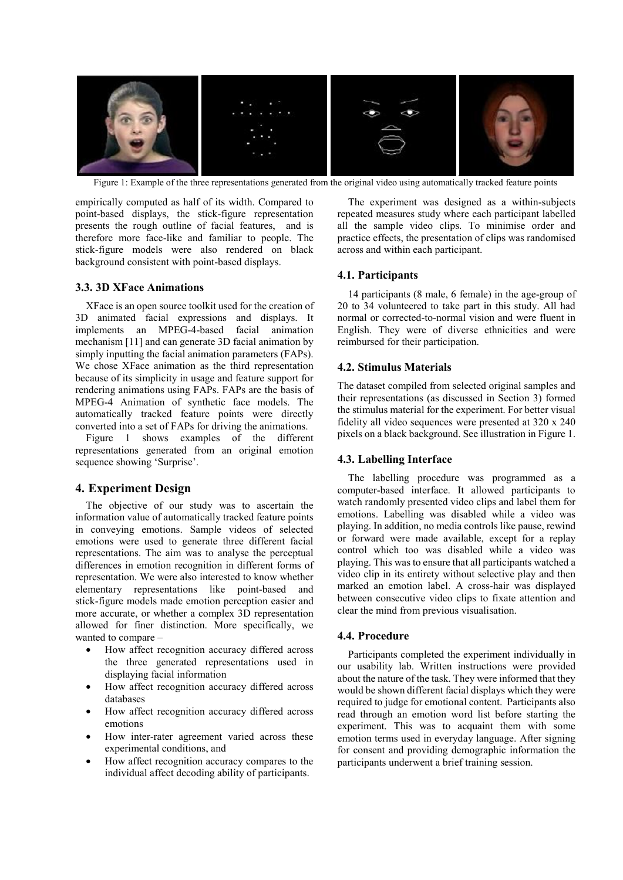Figure 1: Example of the three representations generated from the original video using automatically tracked feature points

empirically computed as half of its width. Compared to point-based displays, the stick-figure representation presents the rough outline of facial features, and is therefore more face-like and familiar to people. The stick-figure models were also rendered on black background consistent with point-based displays.

### 3.3. 3D XFace Animations

XFace is an open source toolkit used for the creation of 3D animated facial expressions and displays. It implements an MPEG-4-based facial animation mechanism [11] and can generate 3D facial animation by simply inputting the facial animation parameters (FAPs). We chose XFace animation as the third representation because of its simplicity in usage and feature support for rendering animations using FAPs. FAPs are the basis of MPEG-4 Animation of synthetic face models. The automatically tracked feature points were directly converted into a set of FAPs for driving the animations.

Figure 1 shows examples of the different representations generated from an original emotion sequence showing 'Surprise'.

## 4. Experiment Design

The objective of our study was to ascertain the information value of automatically tracked feature points in conveying emotions. Sample videos of selected emotions were used to generate three different facial representations. The aim was to analyse the perceptual differences in emotion recognition in different forms of representation. We were also interested to know whether elementary representations like point-based and stick-figure models made emotion perception easier and more accurate, or whether a complex 3D representation allowed for finer distinction. More specifically, we wanted to compare –

- How affect recognition accuracy differed across the three generated representations used in displaying facial information
- How affect recognition accuracy differed across databases
- How affect recognition accuracy differed across emotions
- How inter-rater agreement varied across these experimental conditions, and
- How affect recognition accuracy compares to the individual affect decoding ability of participants.

The experiment was designed as a within-subjects repeated measures study where each participant labelled all the sample video clips. To minimise order and practice effects, the presentation of clips was randomised across and within each participant.

### 4.1. Participants

14 participants (8 male, 6 female) in the age-group of 20 to 34 volunteered to take part in this study. All had normal or corrected-to-normal vision and were fluent in English. They were of diverse ethnicities and were reimbursed for their participation.

### 4.2. Stimulus Materials

The dataset compiled from selected original samples and their representations (as discussed in Section 3) formed the stimulus material for the experiment. For better visual fidelity all video sequences were presented at 320 x 240 pixels on a black background. See illustration in Figure 1.

### 4.3. Labelling Interface

The labelling procedure was programmed as a computer-based interface. It allowed participants to watch randomly presented video clips and label them for emotions. Labelling was disabled while a video was playing. In addition, no media controls like pause, rewind or forward were made available, except for a replay control which too was disabled while a video was playing. This was to ensure that all participants watched a video clip in its entirety without selective play and then marked an emotion label. A cross-hair was displayed between consecutive video clips to fixate attention and clear the mind from previous visualisation.

### 4.4. Procedure

Participants completed the experiment individually in our usability lab. Written instructions were provided about the nature of the task. They were informed that they would be shown different facial displays which they were required to judge for emotional content. Participants also read through an emotion word list before starting the experiment. This was to acquaint them with some emotion terms used in everyday language. After signing for consent and providing demographic information the participants underwent a brief training session.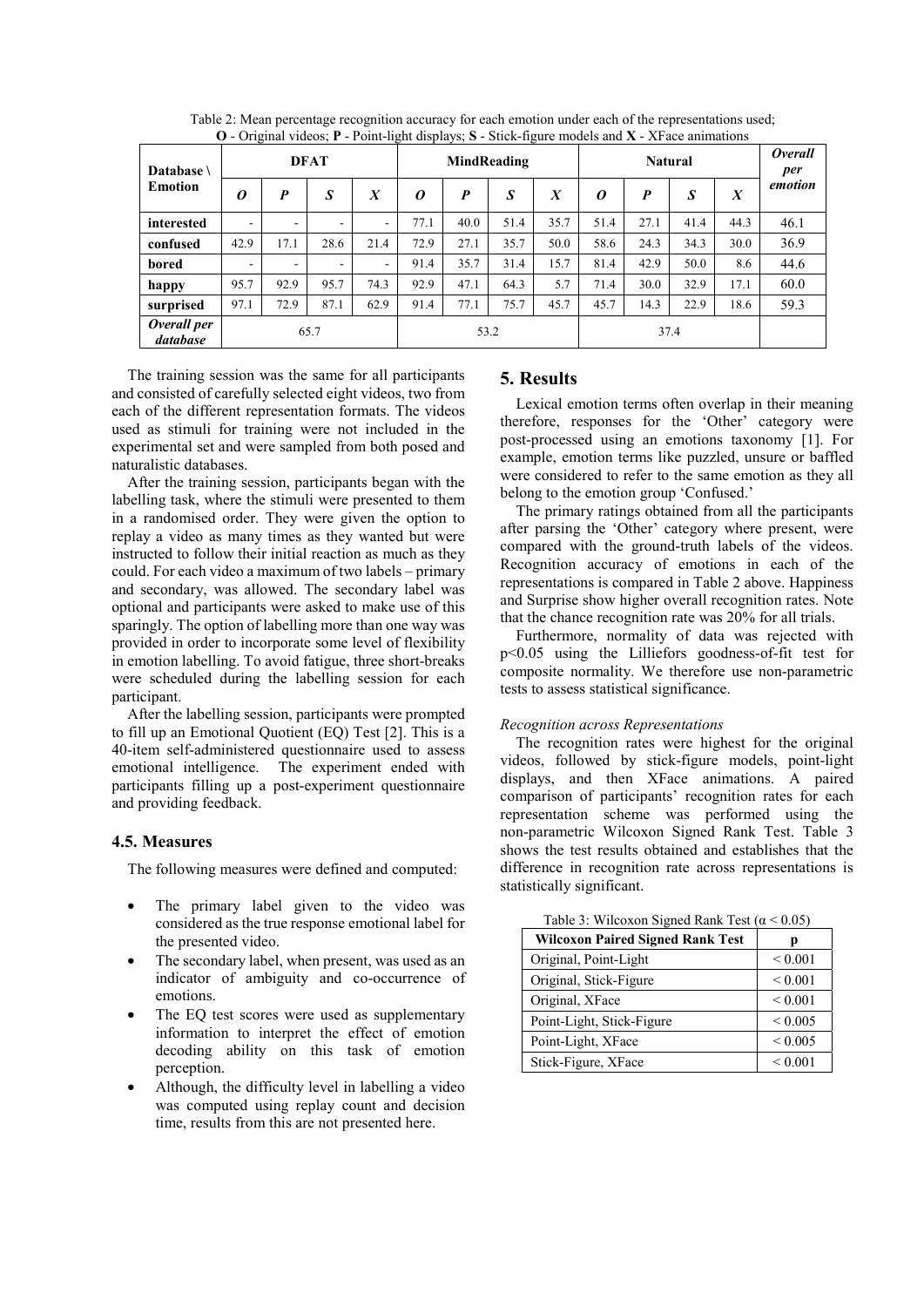Table 2: Mean percentage recognition accuracy for each emotion under each of the representations used; **O** - Original videos; **P** - Point-light displays; **S** - Stick-figure models and **X** - XFace animations

| Database \ Emotion | DFAT | | | | MindReading | | | | Natural | | | | *Overall per emotion* |
|---|---|---|---|---|---|---|---|---|---|---|---|---|---|
| | ***O*** | ***P*** | ***S*** | ***X*** | ***O*** | ***P*** | ***S*** | ***X*** | ***O*** | ***P*** | ***S*** | ***X*** | |
| **interested** | - | - | - | - | 77.1 | 40.0 | 51.4 | 35.7 | 51.4 | 27.1 | 41.4 | 44.3 | 46.1 |
| **confused** | 42.9 | 17.1 | 28.6 | 21.4 | 72.9 | 27.1 | 35.7 | 50.0 | 58.6 | 24.3 | 34.3 | 30.0 | 36.9 |
| **bored** | - | - | - | - | 91.4 | 35.7 | 31.4 | 15.7 | 81.4 | 42.9 | 50.0 | 8.6 | 44.6 |
| **happy** | 95.7 | 92.9 | 95.7 | 74.3 | 92.9 | 47.1 | 64.3 | 5.7 | 71.4 | 30.0 | 32.9 | 17.1 | 60.0 |
| **surprised** | 97.1 | 72.9 | 87.1 | 62.9 | 91.4 | 77.1 | 75.7 | 45.7 | 45.7 | 14.3 | 22.9 | 18.6 | 59.3 |
| ***Overall per database*** | 65.7 | | | | 53.2 | | | | 37.4 | | | | |

The training session was the same for all participants and consisted of carefully selected eight videos, two from each of the different representation formats. The videos used as stimuli for training were not included in the experimental set and were sampled from both posed and naturalistic databases.

After the training session, participants began with the labelling task, where the stimuli were presented to them in a randomised order. They were given the option to replay a video as many times as they wanted but were instructed to follow their initial reaction as much as they could. For each video a maximum of two labels – primary and secondary, was allowed. The secondary label was optional and participants were asked to make use of this sparingly. The option of labelling more than one way was provided in order to incorporate some level of flexibility in emotion labelling. To avoid fatigue, three short-breaks were scheduled during the labelling session for each participant.

After the labelling session, participants were prompted to fill up an Emotional Quotient (EQ) Test [2]. This is a 40-item self-administered questionnaire used to assess emotional intelligence. The experiment ended with participants filling up a post-experiment questionnaire and providing feedback.

### 4.5. Measures

The following measures were defined and computed:

- The primary label given to the video was considered as the true response emotional label for the presented video.
- The secondary label, when present, was used as an indicator of ambiguity and co-occurrence of emotions.
- The EQ test scores were used as supplementary information to interpret the effect of emotion decoding ability on this task of emotion perception.
- Although, the difficulty level in labelling a video was computed using replay count and decision time, results from this are not presented here.

## 5. Results

Lexical emotion terms often overlap in their meaning therefore, responses for the 'Other' category were post-processed using an emotions taxonomy [1]. For example, emotion terms like puzzled, unsure or baffled were considered to refer to the same emotion as they all belong to the emotion group 'Confused.'

The primary ratings obtained from all the participants after parsing the 'Other' category where present, were compared with the ground-truth labels of the videos. Recognition accuracy of emotions in each of the representations is compared in Table 2 above. Happiness and Surprise show higher overall recognition rates. Note that the chance recognition rate was 20% for all trials.

Furthermore, normality of data was rejected with $p<0.05$ using the Lilliefors goodness-of-fit test for composite normality. We therefore use non-parametric tests to assess statistical significance.

*Recognition across Representations*

The recognition rates were highest for the original videos, followed by stick-figure models, point-light displays, and then XFace animations. A paired comparison of participants' recognition rates for each representation scheme was performed using the non-parametric Wilcoxon Signed Rank Test. Table 3 shows the test results obtained and establishes that the difference in recognition rate across representations is statistically significant.

Table 3: Wilcoxon Signed Rank Test ($\alpha < 0.05$)

| Wilcoxon Paired Signed Rank Test | p |
|---|---|
| Original, Point-Light | < 0.001 |
| Original, Stick-Figure | < 0.001 |
| Original, XFace | < 0.001 |
| Point-Light, Stick-Figure | < 0.005 |
| Point-Light, XFace | < 0.005 |
| Stick-Figure, XFace | < 0.001 |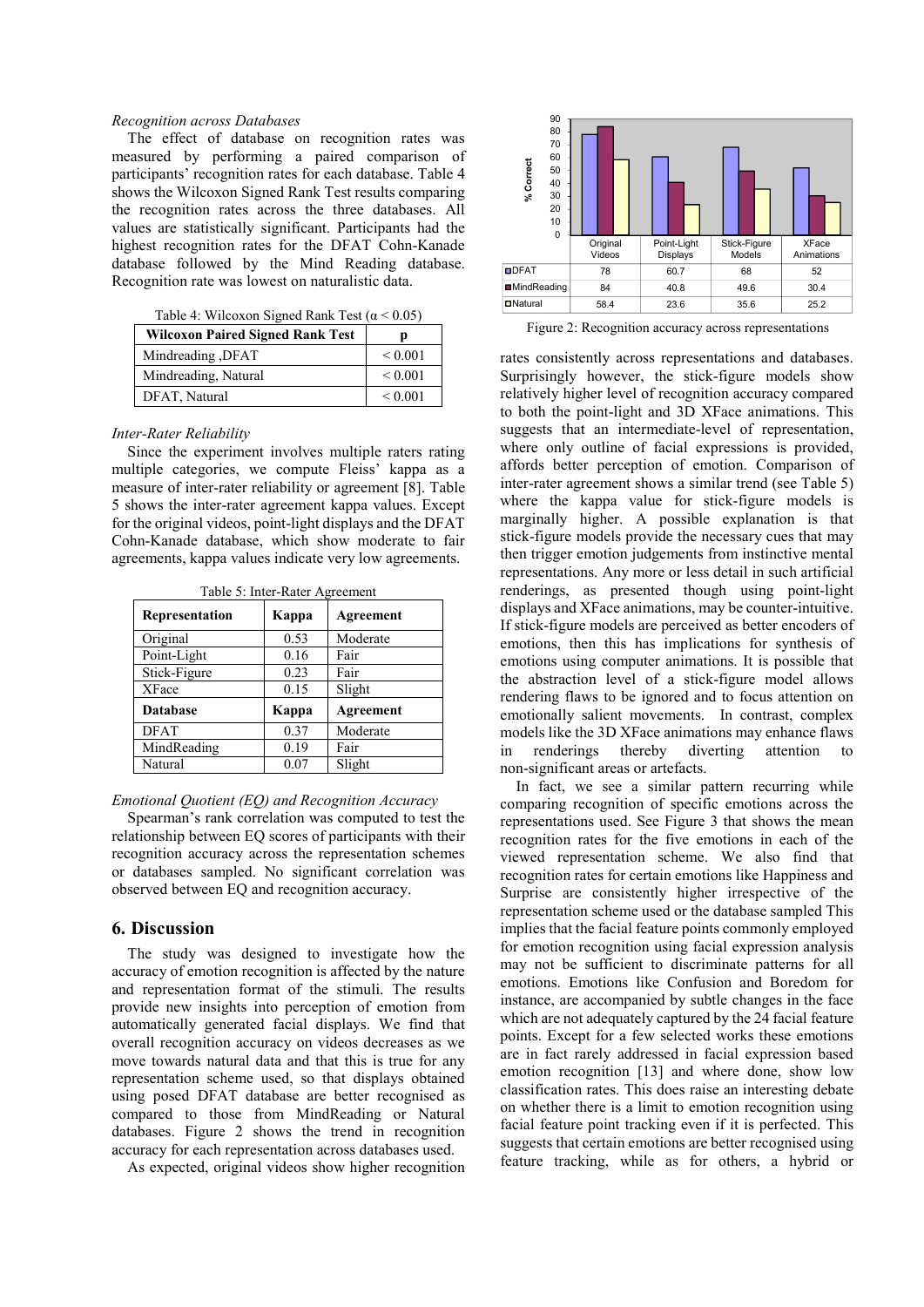*Recognition across Databases*

The effect of database on recognition rates was measured by performing a paired comparison of participants' recognition rates for each database. Table 4 shows the Wilcoxon Signed Rank Test results comparing the recognition rates across the three databases. All values are statistically significant. Participants had the highest recognition rates for the DFAT Cohn-Kanade database followed by the Mind Reading database. Recognition rate was lowest on naturalistic data.

Table 4: Wilcoxon Signed Rank Test ($\alpha < 0.05$)

| Wilcoxon Paired Signed Rank Test | p |
|---|---|
| Mindreading ,DFAT | < 0.001 |
| Mindreading, Natural | < 0.001 |
| DFAT, Natural | < 0.001 |

*Inter-Rater Reliability*

Since the experiment involves multiple raters rating multiple categories, we compute Fleiss' kappa as a measure of inter-rater reliability or agreement [8]. Table 5 shows the inter-rater agreement kappa values. Except for the original videos, point-light displays and the DFAT Cohn-Kanade database, which show moderate to fair agreements, kappa values indicate very low agreements.

Table 5: Inter-Rater Agreement

| Representation | Kappa | Agreement |
|---|---|---|
| Original | 0.53 | Moderate |
| Point-Light | 0.16 | Fair |
| Stick-Figure | 0.23 | Fair |
| XFace | 0.15 | Slight |
| **Database** | **Kappa** | **Agreement** |
| DFAT | 0.37 | Moderate |
| MindReading | 0.19 | Fair |
| Natural | 0.07 | Slight |

*Emotional Quotient (EQ) and Recognition Accuracy*

Spearman's rank correlation was computed to test the relationship between EQ scores of participants with their recognition accuracy across the representation schemes or databases sampled. No significant correlation was observed between EQ and recognition accuracy.

## 6. Discussion

The study was designed to investigate how the accuracy of emotion recognition is affected by the nature and representation format of the stimuli. The results provide new insights into perception of emotion from automatically generated facial displays. We find that overall recognition accuracy on videos decreases as we move towards natural data and that this is true for any representation scheme used, so that displays obtained using posed DFAT database are better recognised as compared to those from MindReading or Natural databases. Figure 2 shows the trend in recognition accuracy for each representation across databases used.

As expected, original videos show higher recognition

|  | Original Videos | Point-Light Displays | Stick-Figure Models | XFace Animations |
|---|---|---|---|---|
| DFAT | 78 | 60.7 | 68 | 52 |
| MindReading | 84 | 40.8 | 49.6 | 30.4 |
| Natural | 58.4 | 23.6 | 35.6 | 25.2 |

Figure 2: Recognition accuracy across representations

rates consistently across representations and databases. Surprisingly however, the stick-figure models show relatively higher level of recognition accuracy compared to both the point-light and 3D XFace animations. This suggests that an intermediate-level of representation, where only outline of facial expressions is provided, affords better perception of emotion. Comparison of inter-rater agreement shows a similar trend (see Table 5) where the kappa value for stick-figure models is marginally higher. A possible explanation is that stick-figure models provide the necessary cues that may then trigger emotion judgements from instinctive mental representations. Any more or less detail in such artificial renderings, as presented though using point-light displays and XFace animations, may be counter-intuitive. If stick-figure models are perceived as better encoders of emotions, then this has implications for synthesis of emotions using computer animations. It is possible that the abstraction level of a stick-figure model allows rendering flaws to be ignored and to focus attention on emotionally salient movements. In contrast, complex models like the 3D XFace animations may enhance flaws in renderings thereby diverting attention to non-significant areas or artefacts.

In fact, we see a similar pattern recurring while comparing recognition of specific emotions across the representations used. See Figure 3 that shows the mean recognition rates for the five emotions in each of the viewed representation scheme. We also find that recognition rates for certain emotions like Happiness and Surprise are consistently higher irrespective of the representation scheme used or the database sampled This implies that the facial feature points commonly employed for emotion recognition using facial expression analysis may not be sufficient to discriminate patterns for all emotions. Emotions like Confusion and Boredom for instance, are accompanied by subtle changes in the face which are not adequately captured by the 24 facial feature points. Except for a few selected works these emotions are in fact rarely addressed in facial expression based emotion recognition [13] and where done, show low classification rates. This does raise an interesting debate on whether there is a limit to emotion recognition using facial feature point tracking even if it is perfected. This suggests that certain emotions are better recognised using feature tracking, while as for others, a hybrid or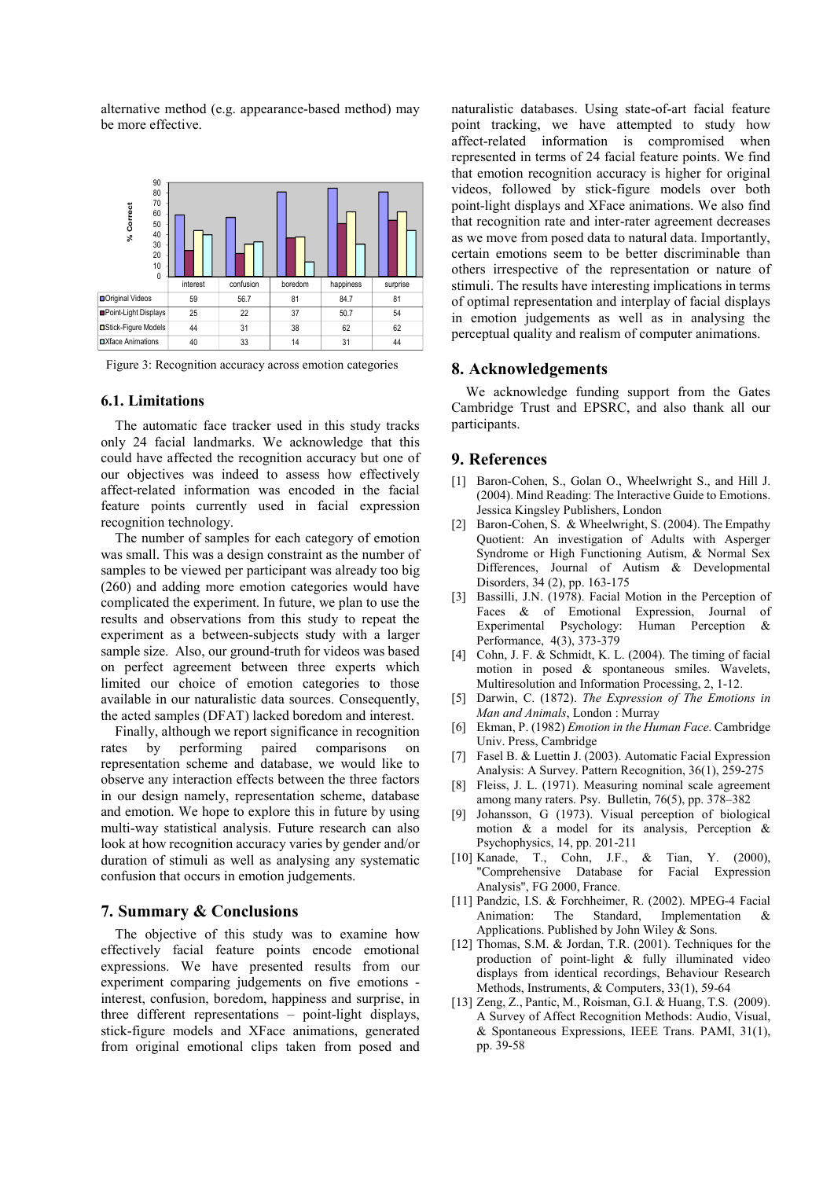alternative method (e.g. appearance-based method) may be more effective.

% Correct

90
80
70
60
50
40
30
20
10
0

interest confusion boredom happiness surprise

Original Videos 59 56.7 81 84.7 81

Point-Light Displays 25 22 37 50.7 54

Stick-Figure Models 44 31 38 62 62

Xface Animations 40 33 14 31 44

Figure 3: Recognition accuracy across emotion categories

### 6.1. Limitations

The automatic face tracker used in this study tracks only 24 facial landmarks. We acknowledge that this could have affected the recognition accuracy but one of our objectives was indeed to assess how effectively affect-related information was encoded in the facial feature points currently used in facial expression recognition technology.

The number of samples for each category of emotion was small. This was a design constraint as the number of samples to be viewed per participant was already too big (260) and adding more emotion categories would have complicated the experiment. In future, we plan to use the results and observations from this study to repeat the experiment as a between-subjects study with a larger sample size. Also, our ground-truth for videos was based on perfect agreement between three experts which limited our choice of emotion categories to those available in our naturalistic data sources. Consequently, the acted samples (DFAT) lacked boredom and interest.

Finally, although we report significance in recognition rates by performing paired comparisons on representation scheme and database, we would like to observe any interaction effects between the three factors in our design namely, representation scheme, database and emotion. We hope to explore this in future by using multi-way statistical analysis. Future research can also look at how recognition accuracy varies by gender and/or duration of stimuli as well as analysing any systematic confusion that occurs in emotion judgements.

## 7. Summary & Conclusions

The objective of this study was to examine how effectively facial feature points encode emotional expressions. We have presented results from our experiment comparing judgements on five emotions - interest, confusion, boredom, happiness and surprise, in three different representations – point-light displays, stick-figure models and XFace animations, generated from original emotional clips taken from posed and naturalistic databases. Using state-of-art facial feature point tracking, we have attempted to study how affect-related information is compromised when represented in terms of 24 facial feature points. We find that emotion recognition accuracy is higher for original videos, followed by stick-figure models over both point-light displays and XFace animations. We also find that recognition rate and inter-rater agreement decreases as we move from posed data to natural data. Importantly, certain emotions seem to be better discriminable than others irrespective of the representation or nature of stimuli. The results have interesting implications in terms of optimal representation and interplay of facial displays in emotion judgements as well as in analysing the perceptual quality and realism of computer animations.

## 8. Acknowledgements

We acknowledge funding support from the Gates Cambridge Trust and EPSRC, and also thank all our participants.

## 9. References

[1] Baron-Cohen, S., Golan O., Wheelwright S., and Hill J. (2004). Mind Reading: The Interactive Guide to Emotions. Jessica Kingsley Publishers, London

[2] Baron-Cohen, S. & Wheelwright, S. (2004). The Empathy Quotient: An investigation of Adults with Asperger Syndrome or High Functioning Autism, & Normal Sex Differences, Journal of Autism & Developmental Disorders, 34 (2), pp. 163-175

[3] Bassilli, J.N. (1978). Facial Motion in the Perception of Faces & of Emotional Expression, Journal of Experimental Psychology: Human Perception & Performance, 4(3), 373-379

[4] Cohn, J. F. & Schmidt, K. L. (2004). The timing of facial motion in posed & spontaneous smiles. Wavelets, Multiresolution and Information Processing, 2, 1-12.

[5] Darwin, C. (1872). *The Expression of The Emotions in Man and Animals*, London : Murray

[6] Ekman, P. (1982) *Emotion in the Human Face*. Cambridge Univ. Press, Cambridge

[7] Fasel B. & Luettin J. (2003). Automatic Facial Expression Analysis: A Survey. Pattern Recognition, 36(1), 259-275

[8] Fleiss, J. L. (1971). Measuring nominal scale agreement among many raters. Psy. Bulletin, 76(5), pp. 378–382

[9] Johansson, G (1973). Visual perception of biological motion & a model for its analysis, Perception & Psychophysics, 14, pp. 201-211

[10] Kanade, T., Cohn, J.F., & Tian, Y. (2000), "Comprehensive Database for Facial Expression Analysis", FG 2000, France.

[11] Pandzic, I.S. & Forchheimer, R. (2002). MPEG-4 Facial Animation: The Standard, Implementation & Applications. Published by John Wiley & Sons.

[12] Thomas, S.M. & Jordan, T.R. (2001). Techniques for the production of point-light & fully illuminated video displays from identical recordings, Behaviour Research Methods, Instruments, & Computers, 33(1), 59-64

[13] Zeng, Z., Pantic, M., Roisman, G.I. & Huang, T.S. (2009). A Survey of Affect Recognition Methods: Audio, Visual, & Spontaneous Expressions, IEEE Trans. PAMI, 31(1), pp. 39-58